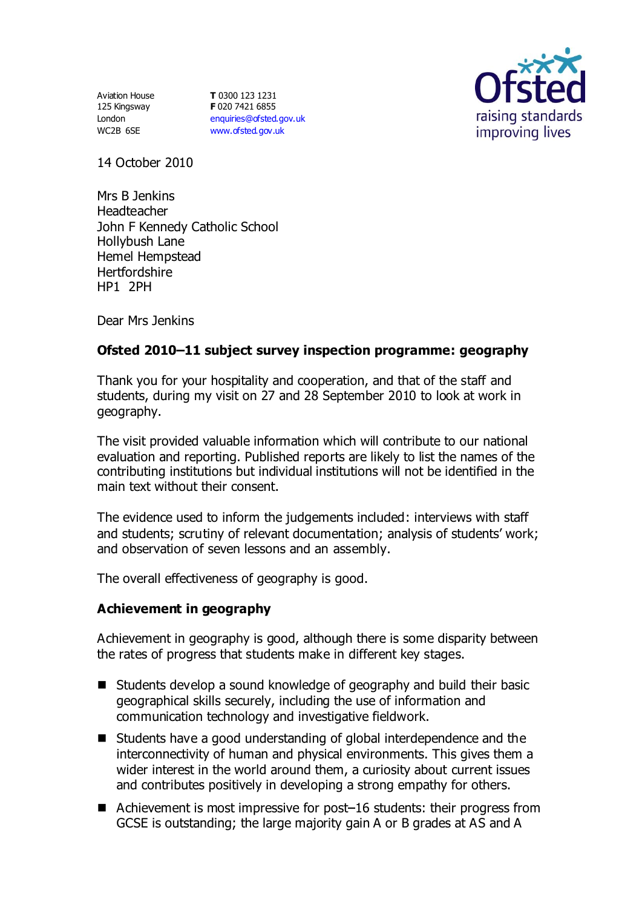Aviation House
125 Kingsway
London
WC2B 6SE

**T** 0300 123 1231
**F** 020 7421 6855
enquiries@ofsted.gov.uk
www.ofsted.gov.uk

Ofsted
raising standards
improving lives

14 October 2010

Mrs B Jenkins
Headteacher
John F Kennedy Catholic School
Hollybush Lane
Hemel Hempstead
Hertfordshire
HP1 2PH

Dear Mrs Jenkins

**Ofsted 2010–11 subject survey inspection programme: geography**

Thank you for your hospitality and cooperation, and that of the staff and students, during my visit on 27 and 28 September 2010 to look at work in geography.

The visit provided valuable information which will contribute to our national evaluation and reporting. Published reports are likely to list the names of the contributing institutions but individual institutions will not be identified in the main text without their consent.

The evidence used to inform the judgements included: interviews with staff and students; scrutiny of relevant documentation; analysis of students' work; and observation of seven lessons and an assembly.

The overall effectiveness of geography is good.

**Achievement in geography**

Achievement in geography is good, although there is some disparity between the rates of progress that students make in different key stages.

- Students develop a sound knowledge of geography and build their basic geographical skills securely, including the use of information and communication technology and investigative fieldwork.
- Students have a good understanding of global interdependence and the interconnectivity of human and physical environments. This gives them a wider interest in the world around them, a curiosity about current issues and contributes positively in developing a strong empathy for others.
- Achievement is most impressive for post–16 students: their progress from GCSE is outstanding; the large majority gain A or B grades at AS and A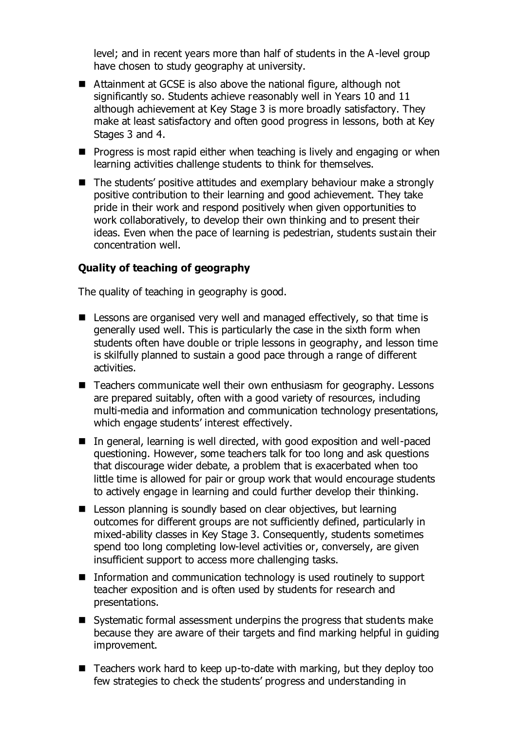level; and in recent years more than half of students in the A-level group have chosen to study geography at university.

- Attainment at GCSE is also above the national figure, although not significantly so. Students achieve reasonably well in Years 10 and 11 although achievement at Key Stage 3 is more broadly satisfactory. They make at least satisfactory and often good progress in lessons, both at Key Stages 3 and 4.
- Progress is most rapid either when teaching is lively and engaging or when learning activities challenge students to think for themselves.
- The students' positive attitudes and exemplary behaviour make a strongly positive contribution to their learning and good achievement. They take pride in their work and respond positively when given opportunities to work collaboratively, to develop their own thinking and to present their ideas. Even when the pace of learning is pedestrian, students sustain their concentration well.

**Quality of teaching of geography**

The quality of teaching in geography is good.

- Lessons are organised very well and managed effectively, so that time is generally used well. This is particularly the case in the sixth form when students often have double or triple lessons in geography, and lesson time is skilfully planned to sustain a good pace through a range of different activities.
- Teachers communicate well their own enthusiasm for geography. Lessons are prepared suitably, often with a good variety of resources, including multi-media and information and communication technology presentations, which engage students' interest effectively.
- In general, learning is well directed, with good exposition and well-paced questioning. However, some teachers talk for too long and ask questions that discourage wider debate, a problem that is exacerbated when too little time is allowed for pair or group work that would encourage students to actively engage in learning and could further develop their thinking.
- Lesson planning is soundly based on clear objectives, but learning outcomes for different groups are not sufficiently defined, particularly in mixed-ability classes in Key Stage 3. Consequently, students sometimes spend too long completing low-level activities or, conversely, are given insufficient support to access more challenging tasks.
- Information and communication technology is used routinely to support teacher exposition and is often used by students for research and presentations.
- Systematic formal assessment underpins the progress that students make because they are aware of their targets and find marking helpful in guiding improvement.
- Teachers work hard to keep up-to-date with marking, but they deploy too few strategies to check the students' progress and understanding in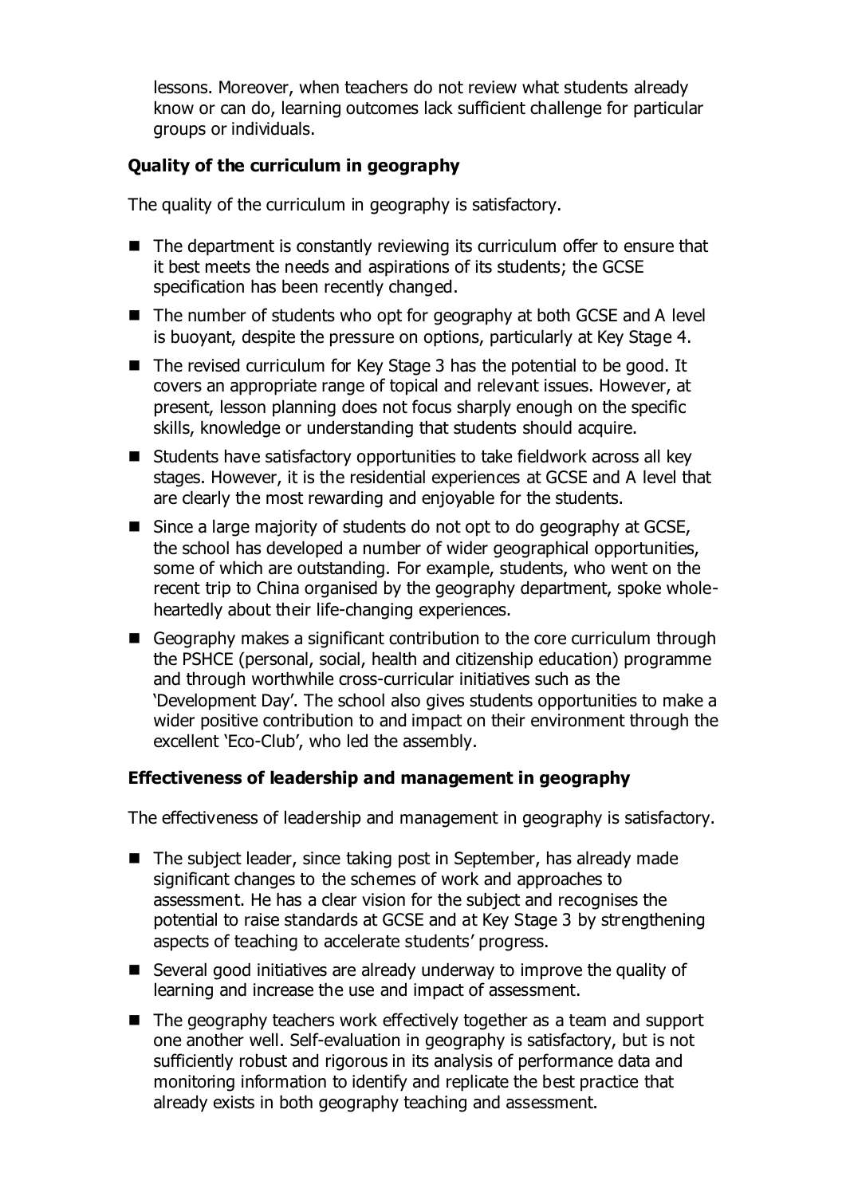lessons. Moreover, when teachers do not review what students already know or can do, learning outcomes lack sufficient challenge for particular groups or individuals.

### Quality of the curriculum in geography

The quality of the curriculum in geography is satisfactory.

- The department is constantly reviewing its curriculum offer to ensure that it best meets the needs and aspirations of its students; the GCSE specification has been recently changed.
- The number of students who opt for geography at both GCSE and A level is buoyant, despite the pressure on options, particularly at Key Stage 4.
- The revised curriculum for Key Stage 3 has the potential to be good. It covers an appropriate range of topical and relevant issues. However, at present, lesson planning does not focus sharply enough on the specific skills, knowledge or understanding that students should acquire.
- Students have satisfactory opportunities to take fieldwork across all key stages. However, it is the residential experiences at GCSE and A level that are clearly the most rewarding and enjoyable for the students.
- Since a large majority of students do not opt to do geography at GCSE, the school has developed a number of wider geographical opportunities, some of which are outstanding. For example, students, who went on the recent trip to China organised by the geography department, spoke whole-heartedly about their life-changing experiences.
- Geography makes a significant contribution to the core curriculum through the PSHCE (personal, social, health and citizenship education) programme and through worthwhile cross-curricular initiatives such as the 'Development Day'. The school also gives students opportunities to make a wider positive contribution to and impact on their environment through the excellent 'Eco-Club', who led the assembly.

### Effectiveness of leadership and management in geography

The effectiveness of leadership and management in geography is satisfactory.

- The subject leader, since taking post in September, has already made significant changes to the schemes of work and approaches to assessment. He has a clear vision for the subject and recognises the potential to raise standards at GCSE and at Key Stage 3 by strengthening aspects of teaching to accelerate students' progress.
- Several good initiatives are already underway to improve the quality of learning and increase the use and impact of assessment.
- The geography teachers work effectively together as a team and support one another well. Self-evaluation in geography is satisfactory, but is not sufficiently robust and rigorous in its analysis of performance data and monitoring information to identify and replicate the best practice that already exists in both geography teaching and assessment.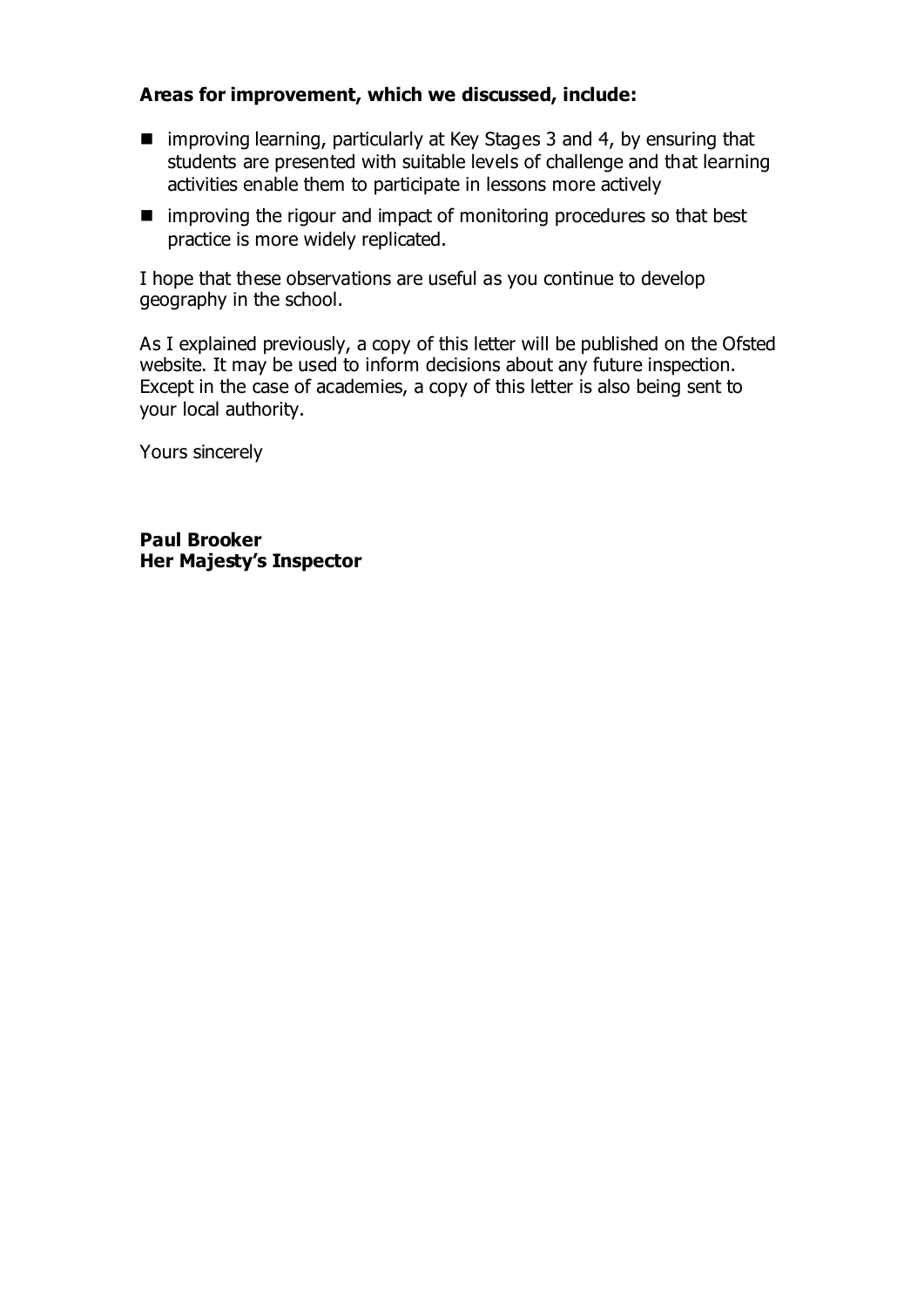**Areas for improvement, which we discussed, include:**

- improving learning, particularly at Key Stages 3 and 4, by ensuring that students are presented with suitable levels of challenge and that learning activities enable them to participate in lessons more actively
- improving the rigour and impact of monitoring procedures so that best practice is more widely replicated.

I hope that these observations are useful as you continue to develop geography in the school.

As I explained previously, a copy of this letter will be published on the Ofsted website. It may be used to inform decisions about any future inspection. Except in the case of academies, a copy of this letter is also being sent to your local authority.

Yours sincerely

**Paul Brooker**
**Her Majesty's Inspector**